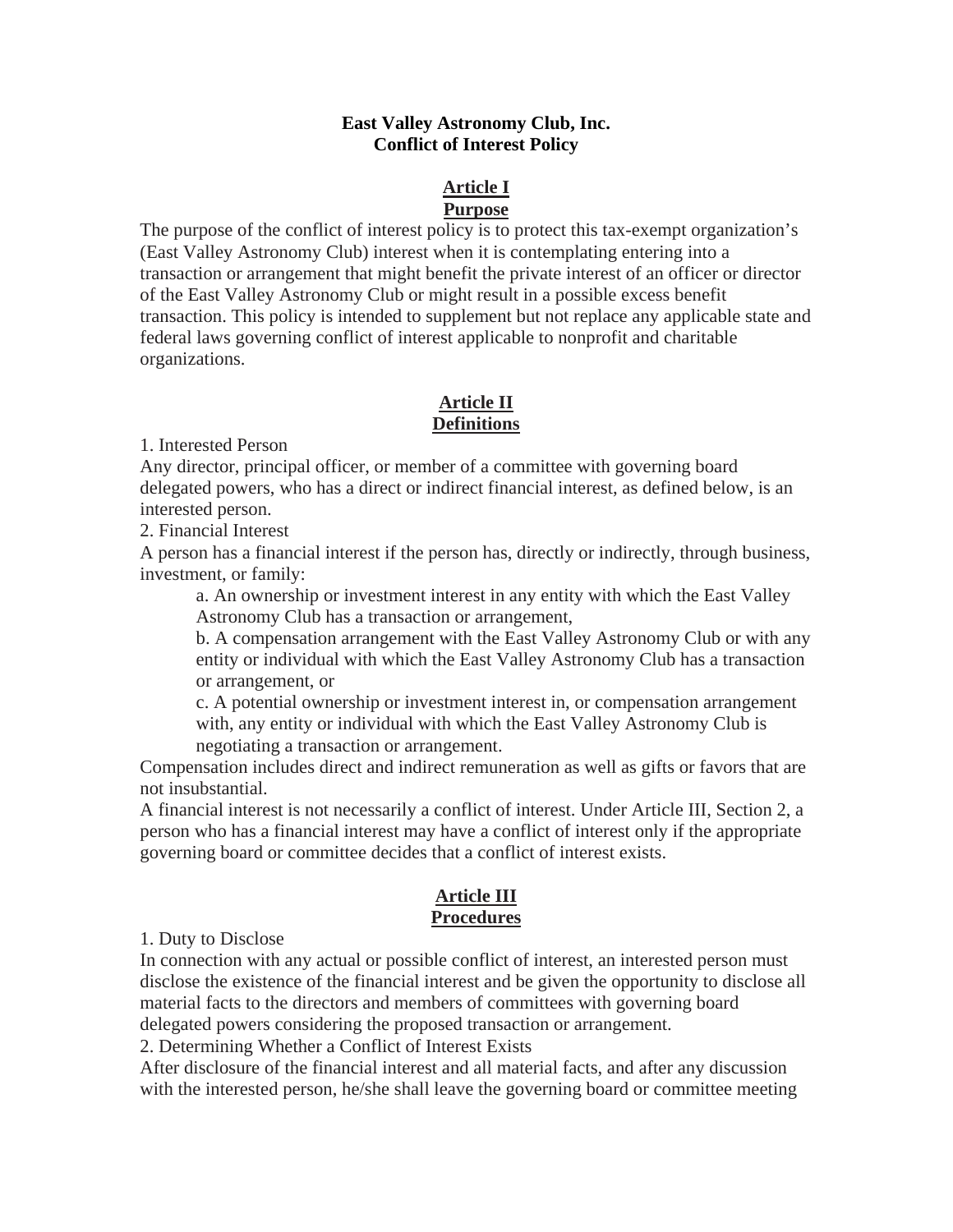# East Valley Astronomy Club, Inc.
# Conflict of Interest Policy

## Article I
## Purpose

The purpose of the conflict of interest policy is to protect this tax-exempt organization's (East Valley Astronomy Club) interest when it is contemplating entering into a transaction or arrangement that might benefit the private interest of an officer or director of the East Valley Astronomy Club or might result in a possible excess benefit transaction. This policy is intended to supplement but not replace any applicable state and federal laws governing conflict of interest applicable to nonprofit and charitable organizations.

## Article II
## Definitions

1. Interested Person

Any director, principal officer, or member of a committee with governing board delegated powers, who has a direct or indirect financial interest, as defined below, is an interested person.

2. Financial Interest

A person has a financial interest if the person has, directly or indirectly, through business, investment, or family:

> a. An ownership or investment interest in any entity with which the East Valley Astronomy Club has a transaction or arrangement,
>
> b. A compensation arrangement with the East Valley Astronomy Club or with any entity or individual with which the East Valley Astronomy Club has a transaction or arrangement, or
>
> c. A potential ownership or investment interest in, or compensation arrangement with, any entity or individual with which the East Valley Astronomy Club is negotiating a transaction or arrangement.

Compensation includes direct and indirect remuneration as well as gifts or favors that are not insubstantial.

A financial interest is not necessarily a conflict of interest. Under Article III, Section 2, a person who has a financial interest may have a conflict of interest only if the appropriate governing board or committee decides that a conflict of interest exists.

## Article III
## Procedures

1. Duty to Disclose

In connection with any actual or possible conflict of interest, an interested person must disclose the existence of the financial interest and be given the opportunity to disclose all material facts to the directors and members of committees with governing board delegated powers considering the proposed transaction or arrangement.

2. Determining Whether a Conflict of Interest Exists

After disclosure of the financial interest and all material facts, and after any discussion with the interested person, he/she shall leave the governing board or committee meeting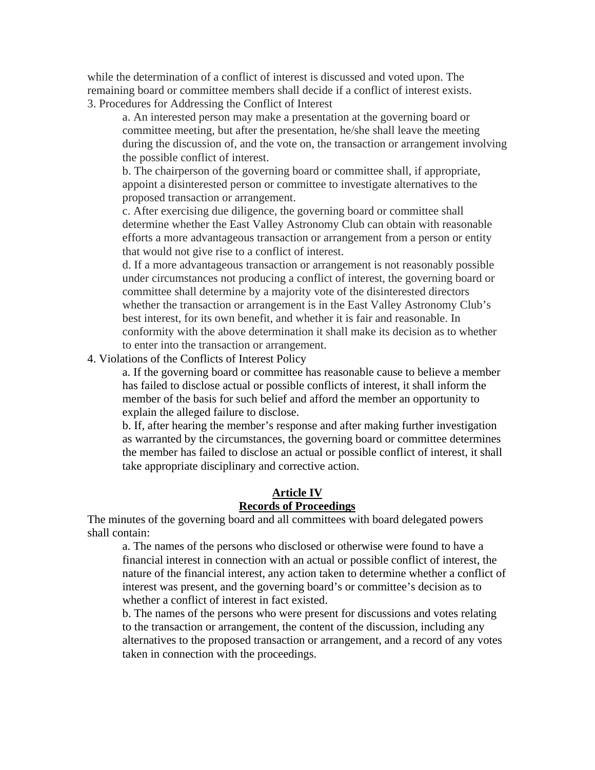while the determination of a conflict of interest is discussed and voted upon. The remaining board or committee members shall decide if a conflict of interest exists.

3. Procedures for Addressing the Conflict of Interest

    a. An interested person may make a presentation at the governing board or committee meeting, but after the presentation, he/she shall leave the meeting during the discussion of, and the vote on, the transaction or arrangement involving the possible conflict of interest.

    b. The chairperson of the governing board or committee shall, if appropriate, appoint a disinterested person or committee to investigate alternatives to the proposed transaction or arrangement.

    c. After exercising due diligence, the governing board or committee shall determine whether the East Valley Astronomy Club can obtain with reasonable efforts a more advantageous transaction or arrangement from a person or entity that would not give rise to a conflict of interest.

    d. If a more advantageous transaction or arrangement is not reasonably possible under circumstances not producing a conflict of interest, the governing board or committee shall determine by a majority vote of the disinterested directors whether the transaction or arrangement is in the East Valley Astronomy Club's best interest, for its own benefit, and whether it is fair and reasonable. In conformity with the above determination it shall make its decision as to whether to enter into the transaction or arrangement.

4. Violations of the Conflicts of Interest Policy

    a. If the governing board or committee has reasonable cause to believe a member has failed to disclose actual or possible conflicts of interest, it shall inform the member of the basis for such belief and afford the member an opportunity to explain the alleged failure to disclose.

    b. If, after hearing the member's response and after making further investigation as warranted by the circumstances, the governing board or committee determines the member has failed to disclose an actual or possible conflict of interest, it shall take appropriate disciplinary and corrective action.

## Article IV
## Records of Proceedings

The minutes of the governing board and all committees with board delegated powers shall contain:

a. The names of the persons who disclosed or otherwise were found to have a financial interest in connection with an actual or possible conflict of interest, the nature of the financial interest, any action taken to determine whether a conflict of interest was present, and the governing board's or committee's decision as to whether a conflict of interest in fact existed.

b. The names of the persons who were present for discussions and votes relating to the transaction or arrangement, the content of the discussion, including any alternatives to the proposed transaction or arrangement, and a record of any votes taken in connection with the proceedings.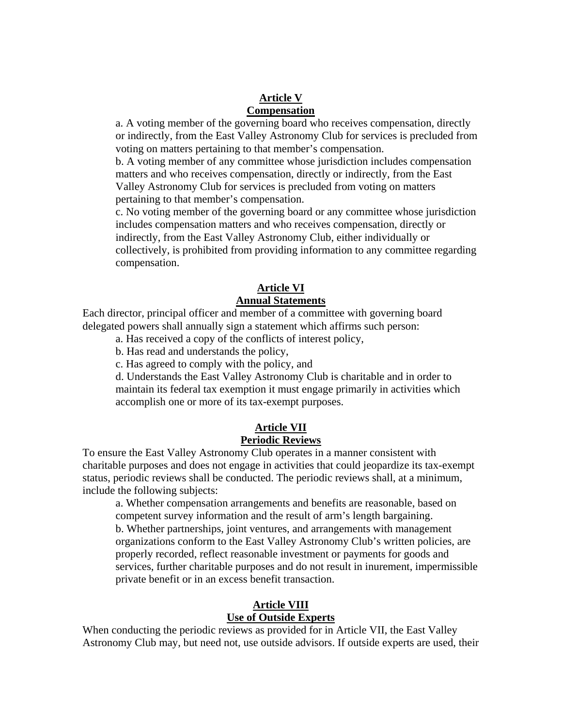## Article V
## Compensation

a. A voting member of the governing board who receives compensation, directly or indirectly, from the East Valley Astronomy Club for services is precluded from voting on matters pertaining to that member's compensation.

b. A voting member of any committee whose jurisdiction includes compensation matters and who receives compensation, directly or indirectly, from the East Valley Astronomy Club for services is precluded from voting on matters pertaining to that member's compensation.

c. No voting member of the governing board or any committee whose jurisdiction includes compensation matters and who receives compensation, directly or indirectly, from the East Valley Astronomy Club, either individually or collectively, is prohibited from providing information to any committee regarding compensation.

## Article VI
## Annual Statements

Each director, principal officer and member of a committee with governing board delegated powers shall annually sign a statement which affirms such person:

a. Has received a copy of the conflicts of interest policy,

b. Has read and understands the policy,

c. Has agreed to comply with the policy, and

d. Understands the East Valley Astronomy Club is charitable and in order to maintain its federal tax exemption it must engage primarily in activities which accomplish one or more of its tax-exempt purposes.

## Article VII
## Periodic Reviews

To ensure the East Valley Astronomy Club operates in a manner consistent with charitable purposes and does not engage in activities that could jeopardize its tax-exempt status, periodic reviews shall be conducted. The periodic reviews shall, at a minimum, include the following subjects:

a. Whether compensation arrangements and benefits are reasonable, based on competent survey information and the result of arm's length bargaining.

b. Whether partnerships, joint ventures, and arrangements with management organizations conform to the East Valley Astronomy Club's written policies, are properly recorded, reflect reasonable investment or payments for goods and services, further charitable purposes and do not result in inurement, impermissible private benefit or in an excess benefit transaction.

## Article VIII
## Use of Outside Experts

When conducting the periodic reviews as provided for in Article VII, the East Valley Astronomy Club may, but need not, use outside advisors. If outside experts are used, their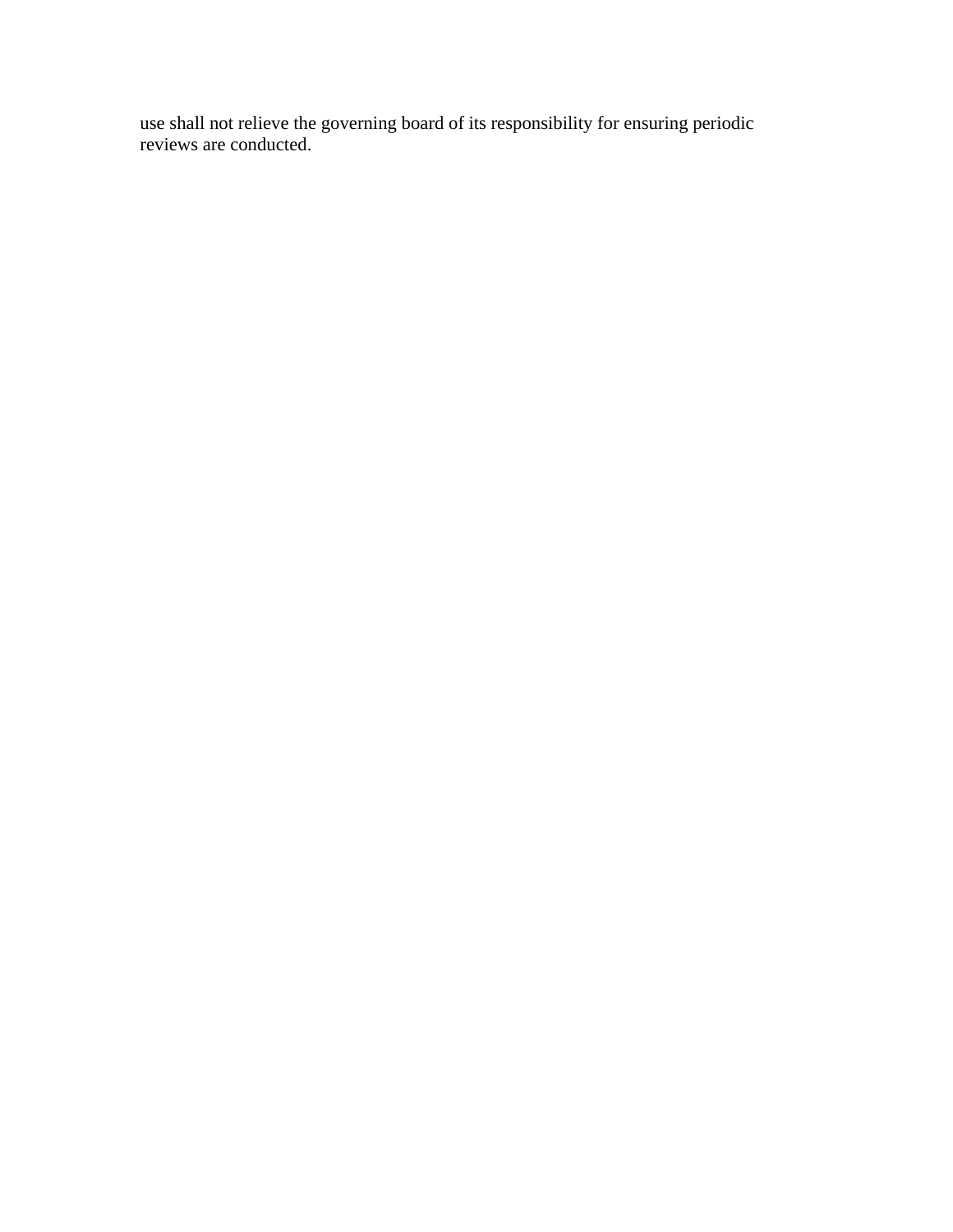use shall not relieve the governing board of its responsibility for ensuring periodic reviews are conducted.